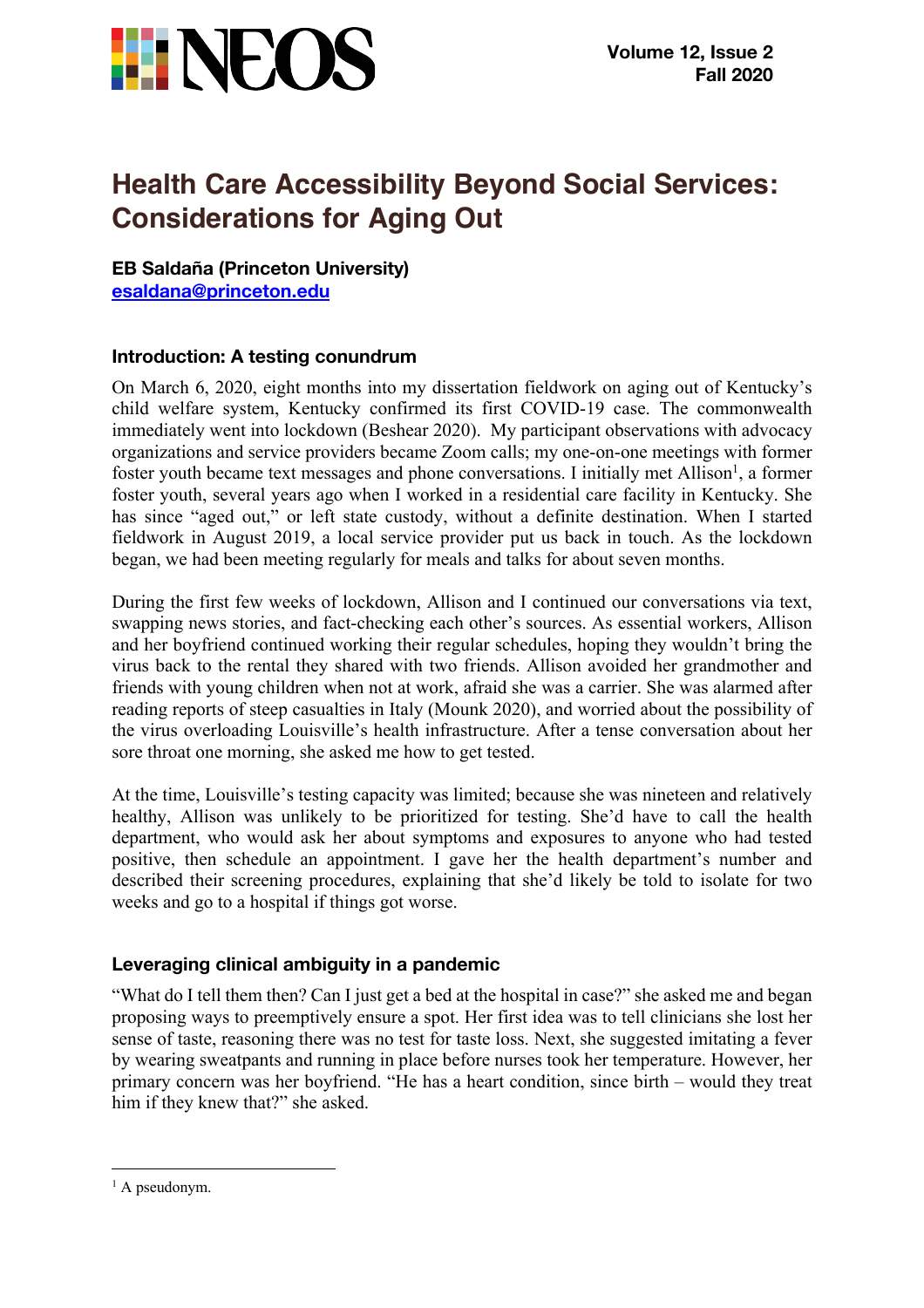# Health Care Accessibility Beyond Social Services: Considerations for Aging Out

**EB Saldaña (Princeton University)**
esaldana@princeton.edu

## Introduction: A testing conundrum

On March 6, 2020, eight months into my dissertation fieldwork on aging out of Kentucky's child welfare system, Kentucky confirmed its first COVID-19 case. The commonwealth immediately went into lockdown (Beshear 2020). My participant observations with advocacy organizations and service providers became Zoom calls; my one-on-one meetings with former foster youth became text messages and phone conversations. I initially met Allison[1], a former foster youth, several years ago when I worked in a residential care facility in Kentucky. She has since "aged out," or left state custody, without a definite destination. When I started fieldwork in August 2019, a local service provider put us back in touch. As the lockdown began, we had been meeting regularly for meals and talks for about seven months.

During the first few weeks of lockdown, Allison and I continued our conversations via text, swapping news stories, and fact-checking each other's sources. As essential workers, Allison and her boyfriend continued working their regular schedules, hoping they wouldn't bring the virus back to the rental they shared with two friends. Allison avoided her grandmother and friends with young children when not at work, afraid she was a carrier. She was alarmed after reading reports of steep casualties in Italy (Mounk 2020), and worried about the possibility of the virus overloading Louisville's health infrastructure. After a tense conversation about her sore throat one morning, she asked me how to get tested.

At the time, Louisville's testing capacity was limited; because she was nineteen and relatively healthy, Allison was unlikely to be prioritized for testing. She'd have to call the health department, who would ask her about symptoms and exposures to anyone who had tested positive, then schedule an appointment. I gave her the health department's number and described their screening procedures, explaining that she'd likely be told to isolate for two weeks and go to a hospital if things got worse.

## Leveraging clinical ambiguity in a pandemic

"What do I tell them then? Can I just get a bed at the hospital in case?" she asked me and began proposing ways to preemptively ensure a spot. Her first idea was to tell clinicians she lost her sense of taste, reasoning there was no test for taste loss. Next, she suggested imitating a fever by wearing sweatpants and running in place before nurses took her temperature. However, her primary concern was her boyfriend. "He has a heart condition, since birth – would they treat him if they knew that?" she asked.

---

[1] A pseudonym.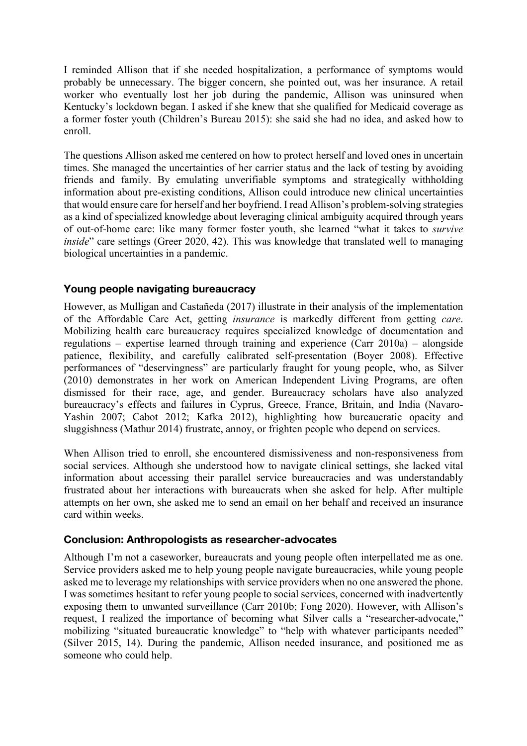I reminded Allison that if she needed hospitalization, a performance of symptoms would probably be unnecessary. The bigger concern, she pointed out, was her insurance. A retail worker who eventually lost her job during the pandemic, Allison was uninsured when Kentucky's lockdown began. I asked if she knew that she qualified for Medicaid coverage as a former foster youth (Children's Bureau 2015): she said she had no idea, and asked how to enroll.

The questions Allison asked me centered on how to protect herself and loved ones in uncertain times. She managed the uncertainties of her carrier status and the lack of testing by avoiding friends and family. By emulating unverifiable symptoms and strategically withholding information about pre-existing conditions, Allison could introduce new clinical uncertainties that would ensure care for herself and her boyfriend. I read Allison's problem-solving strategies as a kind of specialized knowledge about leveraging clinical ambiguity acquired through years of out-of-home care: like many former foster youth, she learned "what it takes to *survive inside*" care settings (Greer 2020, 42). This was knowledge that translated well to managing biological uncertainties in a pandemic.

## Young people navigating bureaucracy

However, as Mulligan and Castañeda (2017) illustrate in their analysis of the implementation of the Affordable Care Act, getting *insurance* is markedly different from getting *care*. Mobilizing health care bureaucracy requires specialized knowledge of documentation and regulations – expertise learned through training and experience (Carr 2010a) – alongside patience, flexibility, and carefully calibrated self-presentation (Boyer 2008). Effective performances of "deservingness" are particularly fraught for young people, who, as Silver (2010) demonstrates in her work on American Independent Living Programs, are often dismissed for their race, age, and gender. Bureaucracy scholars have also analyzed bureaucracy's effects and failures in Cyprus, Greece, France, Britain, and India (Navaro-Yashin 2007; Cabot 2012; Kafka 2012), highlighting how bureaucratic opacity and sluggishness (Mathur 2014) frustrate, annoy, or frighten people who depend on services.

When Allison tried to enroll, she encountered dismissiveness and non-responsiveness from social services. Although she understood how to navigate clinical settings, she lacked vital information about accessing their parallel service bureaucracies and was understandably frustrated about her interactions with bureaucrats when she asked for help. After multiple attempts on her own, she asked me to send an email on her behalf and received an insurance card within weeks.

## Conclusion: Anthropologists as researcher-advocates

Although I'm not a caseworker, bureaucrats and young people often interpellated me as one. Service providers asked me to help young people navigate bureaucracies, while young people asked me to leverage my relationships with service providers when no one answered the phone. I was sometimes hesitant to refer young people to social services, concerned with inadvertently exposing them to unwanted surveillance (Carr 2010b; Fong 2020). However, with Allison's request, I realized the importance of becoming what Silver calls a "researcher-advocate," mobilizing "situated bureaucratic knowledge" to "help with whatever participants needed" (Silver 2015, 14). During the pandemic, Allison needed insurance, and positioned me as someone who could help.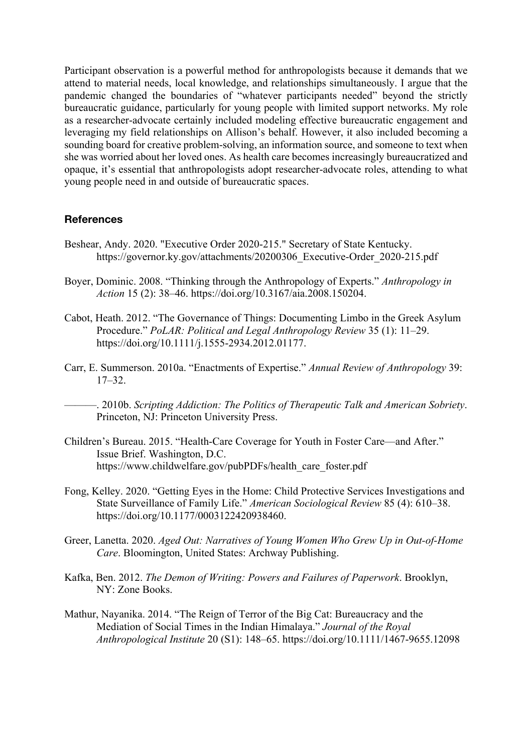Participant observation is a powerful method for anthropologists because it demands that we attend to material needs, local knowledge, and relationships simultaneously. I argue that the pandemic changed the boundaries of "whatever participants needed" beyond the strictly bureaucratic guidance, particularly for young people with limited support networks. My role as a researcher-advocate certainly included modeling effective bureaucratic engagement and leveraging my field relationships on Allison's behalf. However, it also included becoming a sounding board for creative problem-solving, an information source, and someone to text when she was worried about her loved ones. As health care becomes increasingly bureaucratized and opaque, it's essential that anthropologists adopt researcher-advocate roles, attending to what young people need in and outside of bureaucratic spaces.

## References

Beshear, Andy. 2020. "Executive Order 2020-215." Secretary of State Kentucky. https://governor.ky.gov/attachments/20200306_Executive-Order_2020-215.pdf

Boyer, Dominic. 2008. "Thinking through the Anthropology of Experts." *Anthropology in Action* 15 (2): 38–46. https://doi.org/10.3167/aia.2008.150204.

Cabot, Heath. 2012. "The Governance of Things: Documenting Limbo in the Greek Asylum Procedure." *PoLAR: Political and Legal Anthropology Review* 35 (1): 11–29. https://doi.org/10.1111/j.1555-2934.2012.01177.

Carr, E. Summerson. 2010a. "Enactments of Expertise." *Annual Review of Anthropology* 39: 17–32.

———. 2010b. *Scripting Addiction: The Politics of Therapeutic Talk and American Sobriety*. Princeton, NJ: Princeton University Press.

Children's Bureau. 2015. "Health-Care Coverage for Youth in Foster Care—and After." Issue Brief. Washington, D.C. https://www.childwelfare.gov/pubPDFs/health_care_foster.pdf

Fong, Kelley. 2020. "Getting Eyes in the Home: Child Protective Services Investigations and State Surveillance of Family Life." *American Sociological Review* 85 (4): 610–38. https://doi.org/10.1177/0003122420938460.

Greer, Lanetta. 2020. *Aged Out: Narratives of Young Women Who Grew Up in Out-of-Home Care*. Bloomington, United States: Archway Publishing.

Kafka, Ben. 2012. *The Demon of Writing: Powers and Failures of Paperwork*. Brooklyn, NY: Zone Books.

Mathur, Nayanika. 2014. "The Reign of Terror of the Big Cat: Bureaucracy and the Mediation of Social Times in the Indian Himalaya." *Journal of the Royal Anthropological Institute* 20 (S1): 148–65. https://doi.org/10.1111/1467-9655.12098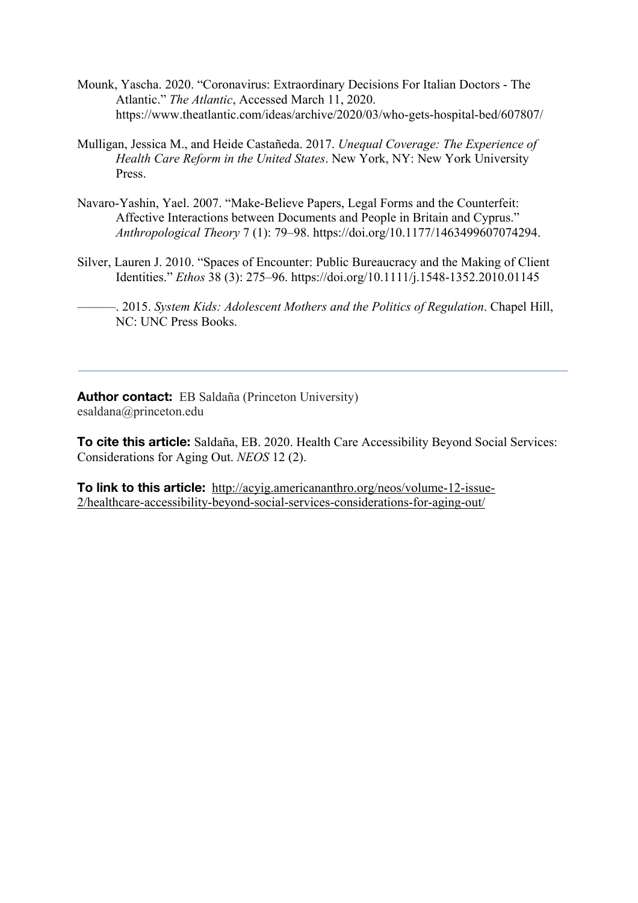Mounk, Yascha. 2020. "Coronavirus: Extraordinary Decisions For Italian Doctors - The Atlantic." *The Atlantic*, Accessed March 11, 2020. https://www.theatlantic.com/ideas/archive/2020/03/who-gets-hospital-bed/607807/

Mulligan, Jessica M., and Heide Castañeda. 2017. *Unequal Coverage: The Experience of Health Care Reform in the United States*. New York, NY: New York University Press.

Navaro-Yashin, Yael. 2007. "Make-Believe Papers, Legal Forms and the Counterfeit: Affective Interactions between Documents and People in Britain and Cyprus." *Anthropological Theory* 7 (1): 79–98. https://doi.org/10.1177/1463499607074294.

Silver, Lauren J. 2010. "Spaces of Encounter: Public Bureaucracy and the Making of Client Identities." *Ethos* 38 (3): 275–96. https://doi.org/10.1111/j.1548-1352.2010.01145

———. 2015. *System Kids: Adolescent Mothers and the Politics of Regulation*. Chapel Hill, NC: UNC Press Books.

---

**Author contact:** EB Saldaña (Princeton University)
esaldana@princeton.edu

**To cite this article:** Saldaña, EB. 2020. Health Care Accessibility Beyond Social Services: Considerations for Aging Out. *NEOS* 12 (2).

**To link to this article:** http://acyig.americananthro.org/neos/volume-12-issue-2/healthcare-accessibility-beyond-social-services-considerations-for-aging-out/